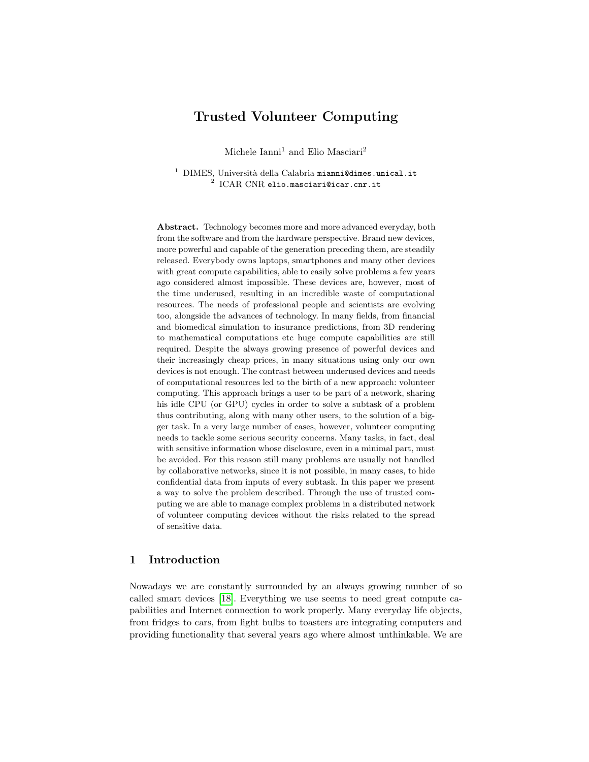# Trusted Volunteer Computing

Michele Ianni[1] and Elio Masciari[2]

[1] DIMES, Università della Calabria mianni@dimes.unical.it
[2] ICAR CNR elio.masciari@icar.cnr.it

**Abstract.** Technology becomes more and more advanced everyday, both from the software and from the hardware perspective. Brand new devices, more powerful and capable of the generation preceding them, are steadily released. Everybody owns laptops, smartphones and many other devices with great compute capabilities, able to easily solve problems a few years ago considered almost impossible. These devices are, however, most of the time underused, resulting in an incredible waste of computational resources. The needs of professional people and scientists are evolving too, alongside the advances of technology. In many fields, from financial and biomedical simulation to insurance predictions, from 3D rendering to mathematical computations etc huge compute capabilities are still required. Despite the always growing presence of powerful devices and their increasingly cheap prices, in many situations using only our own devices is not enough. The contrast between underused devices and needs of computational resources led to the birth of a new approach: volunteer computing. This approach brings a user to be part of a network, sharing his idle CPU (or GPU) cycles in order to solve a subtask of a problem thus contributing, along with many other users, to the solution of a bigger task. In a very large number of cases, however, volunteer computing needs to tackle some serious security concerns. Many tasks, in fact, deal with sensitive information whose disclosure, even in a minimal part, must be avoided. For this reason still many problems are usually not handled by collaborative networks, since it is not possible, in many cases, to hide confidential data from inputs of every subtask. In this paper we present a way to solve the problem described. Through the use of trusted computing we are able to manage complex problems in a distributed network of volunteer computing devices without the risks related to the spread of sensitive data.

## 1 Introduction

Nowadays we are constantly surrounded by an always growing number of so called smart devices [18]. Everything we use seems to need great compute capabilities and Internet connection to work properly. Many everyday life objects, from fridges to cars, from light bulbs to toasters are integrating computers and providing functionality that several years ago where almost unthinkable. We are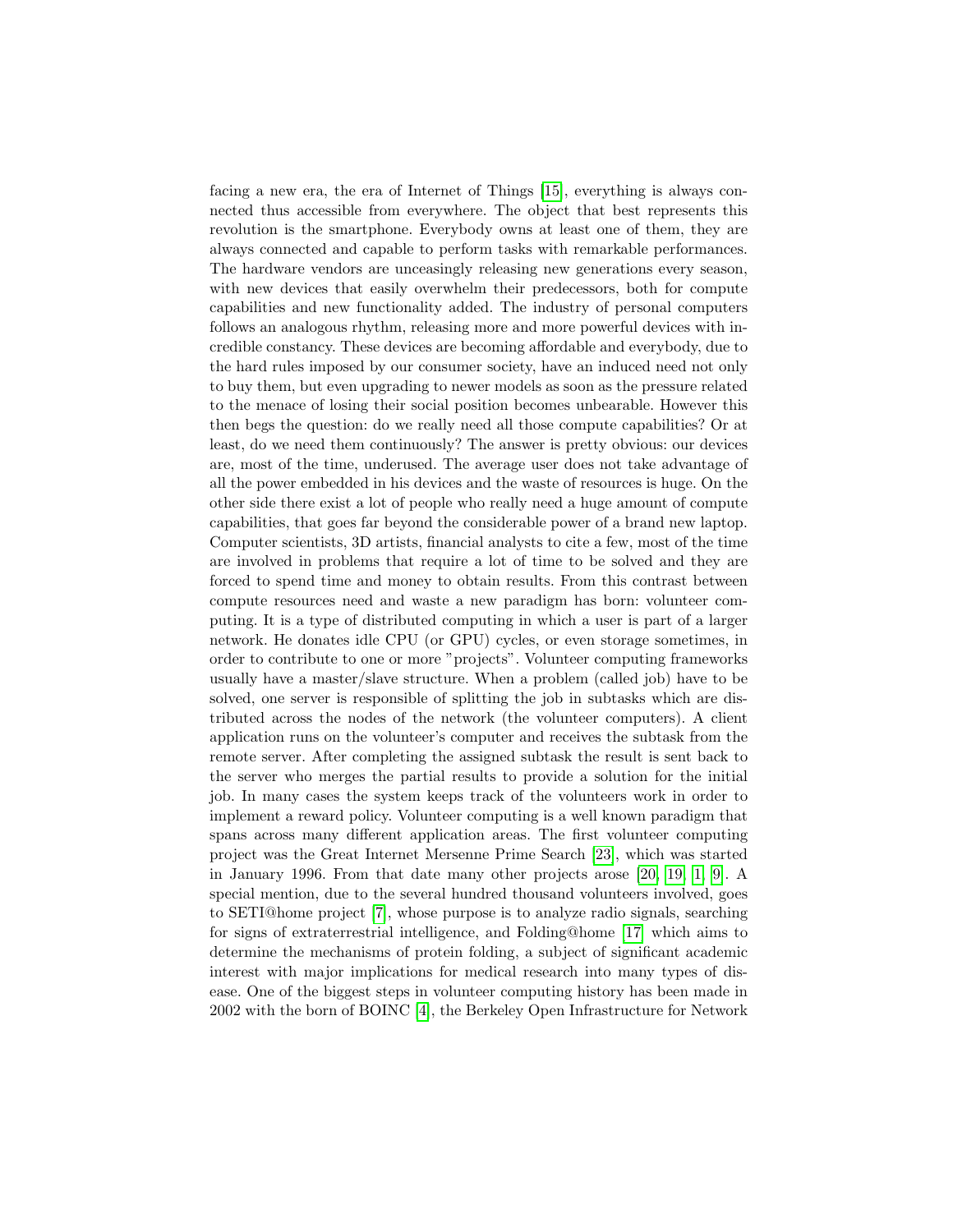facing a new era, the era of Internet of Things [15], everything is always connected thus accessible from everywhere. The object that best represents this revolution is the smartphone. Everybody owns at least one of them, they are always connected and capable to perform tasks with remarkable performances. The hardware vendors are unceasingly releasing new generations every season, with new devices that easily overwhelm their predecessors, both for compute capabilities and new functionality added. The industry of personal computers follows an analogous rhythm, releasing more and more powerful devices with incredible constancy. These devices are becoming affordable and everybody, due to the hard rules imposed by our consumer society, have an induced need not only to buy them, but even upgrading to newer models as soon as the pressure related to the menace of losing their social position becomes unbearable. However this then begs the question: do we really need all those compute capabilities? Or at least, do we need them continuously? The answer is pretty obvious: our devices are, most of the time, underused. The average user does not take advantage of all the power embedded in his devices and the waste of resources is huge. On the other side there exist a lot of people who really need a huge amount of compute capabilities, that goes far beyond the considerable power of a brand new laptop. Computer scientists, 3D artists, financial analysts to cite a few, most of the time are involved in problems that require a lot of time to be solved and they are forced to spend time and money to obtain results. From this contrast between compute resources need and waste a new paradigm has born: volunteer computing. It is a type of distributed computing in which a user is part of a larger network. He donates idle CPU (or GPU) cycles, or even storage sometimes, in order to contribute to one or more "projects". Volunteer computing frameworks usually have a master/slave structure. When a problem (called job) have to be solved, one server is responsible of splitting the job in subtasks which are distributed across the nodes of the network (the volunteer computers). A client application runs on the volunteer's computer and receives the subtask from the remote server. After completing the assigned subtask the result is sent back to the server who merges the partial results to provide a solution for the initial job. In many cases the system keeps track of the volunteers work in order to implement a reward policy. Volunteer computing is a well known paradigm that spans across many different application areas. The first volunteer computing project was the Great Internet Mersenne Prime Search [23], which was started in January 1996. From that date many other projects arose [20, 19, 1, 9]. A special mention, due to the several hundred thousand volunteers involved, goes to SETI@home project [7], whose purpose is to analyze radio signals, searching for signs of extraterrestrial intelligence, and Folding@home [17] which aims to determine the mechanisms of protein folding, a subject of significant academic interest with major implications for medical research into many types of disease. One of the biggest steps in volunteer computing history has been made in 2002 with the born of BOINC [4], the Berkeley Open Infrastructure for Network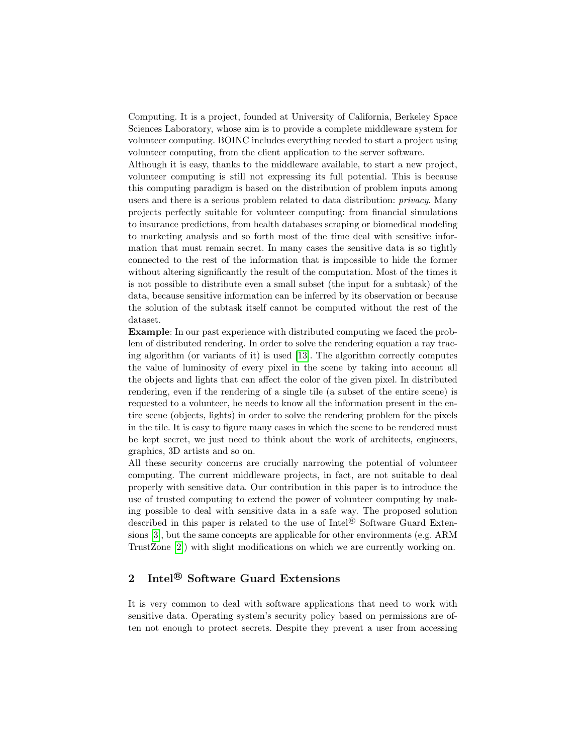Computing. It is a project, founded at University of California, Berkeley Space Sciences Laboratory, whose aim is to provide a complete middleware system for volunteer computing. BOINC includes everything needed to start a project using volunteer computing, from the client application to the server software.

Although it is easy, thanks to the middleware available, to start a new project, volunteer computing is still not expressing its full potential. This is because this computing paradigm is based on the distribution of problem inputs among users and there is a serious problem related to data distribution: *privacy*. Many projects perfectly suitable for volunteer computing: from financial simulations to insurance predictions, from health databases scraping or biomedical modeling to marketing analysis and so forth most of the time deal with sensitive information that must remain secret. In many cases the sensitive data is so tightly connected to the rest of the information that is impossible to hide the former without altering significantly the result of the computation. Most of the times it is not possible to distribute even a small subset (the input for a subtask) of the data, because sensitive information can be inferred by its observation or because the solution of the subtask itself cannot be computed without the rest of the dataset.

**Example**: In our past experience with distributed computing we faced the problem of distributed rendering. In order to solve the rendering equation a ray tracing algorithm (or variants of it) is used [13]. The algorithm correctly computes the value of luminosity of every pixel in the scene by taking into account all the objects and lights that can affect the color of the given pixel. In distributed rendering, even if the rendering of a single tile (a subset of the entire scene) is requested to a volunteer, he needs to know all the information present in the entire scene (objects, lights) in order to solve the rendering problem for the pixels in the tile. It is easy to figure many cases in which the scene to be rendered must be kept secret, we just need to think about the work of architects, engineers, graphics, 3D artists and so on.

All these security concerns are crucially narrowing the potential of volunteer computing. The current middleware projects, in fact, are not suitable to deal properly with sensitive data. Our contribution in this paper is to introduce the use of trusted computing to extend the power of volunteer computing by making possible to deal with sensitive data in a safe way. The proposed solution described in this paper is related to the use of Intel® Software Guard Extensions [3], but the same concepts are applicable for other environments (e.g. ARM TrustZone [2]) with slight modifications on which we are currently working on.

## 2 Intel® Software Guard Extensions

It is very common to deal with software applications that need to work with sensitive data. Operating system's security policy based on permissions are often not enough to protect secrets. Despite they prevent a user from accessing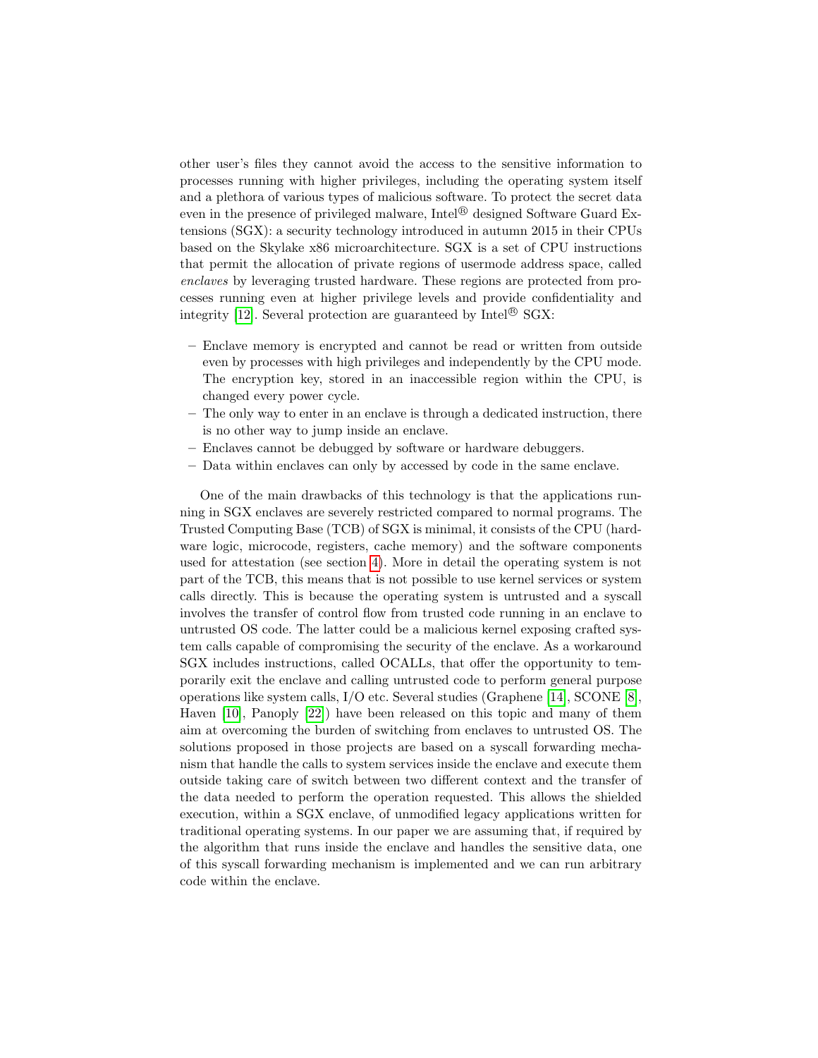other user's files they cannot avoid the access to the sensitive information to processes running with higher privileges, including the operating system itself and a plethora of various types of malicious software. To protect the secret data even in the presence of privileged malware, Intel® designed Software Guard Extensions (SGX): a security technology introduced in autumn 2015 in their CPUs based on the Skylake x86 microarchitecture. SGX is a set of CPU instructions that permit the allocation of private regions of usermode address space, called *enclaves* by leveraging trusted hardware. These regions are protected from processes running even at higher privilege levels and provide confidentiality and integrity [12]. Several protection are guaranteed by Intel® SGX:

- Enclave memory is encrypted and cannot be read or written from outside even by processes with high privileges and independently by the CPU mode. The encryption key, stored in an inaccessible region within the CPU, is changed every power cycle.
- The only way to enter in an enclave is through a dedicated instruction, there is no other way to jump inside an enclave.
- Enclaves cannot be debugged by software or hardware debuggers.
- Data within enclaves can only by accessed by code in the same enclave.

One of the main drawbacks of this technology is that the applications running in SGX enclaves are severely restricted compared to normal programs. The Trusted Computing Base (TCB) of SGX is minimal, it consists of the CPU (hardware logic, microcode, registers, cache memory) and the software components used for attestation (see section 4). More in detail the operating system is not part of the TCB, this means that is not possible to use kernel services or system calls directly. This is because the operating system is untrusted and a syscall involves the transfer of control flow from trusted code running in an enclave to untrusted OS code. The latter could be a malicious kernel exposing crafted system calls capable of compromising the security of the enclave. As a workaround SGX includes instructions, called OCALLs, that offer the opportunity to temporarily exit the enclave and calling untrusted code to perform general purpose operations like system calls, I/O etc. Several studies (Graphene [14], SCONE [8], Haven [10], Panoply [22]) have been released on this topic and many of them aim at overcoming the burden of switching from enclaves to untrusted OS. The solutions proposed in those projects are based on a syscall forwarding mechanism that handle the calls to system services inside the enclave and execute them outside taking care of switch between two different context and the transfer of the data needed to perform the operation requested. This allows the shielded execution, within a SGX enclave, of unmodified legacy applications written for traditional operating systems. In our paper we are assuming that, if required by the algorithm that runs inside the enclave and handles the sensitive data, one of this syscall forwarding mechanism is implemented and we can run arbitrary code within the enclave.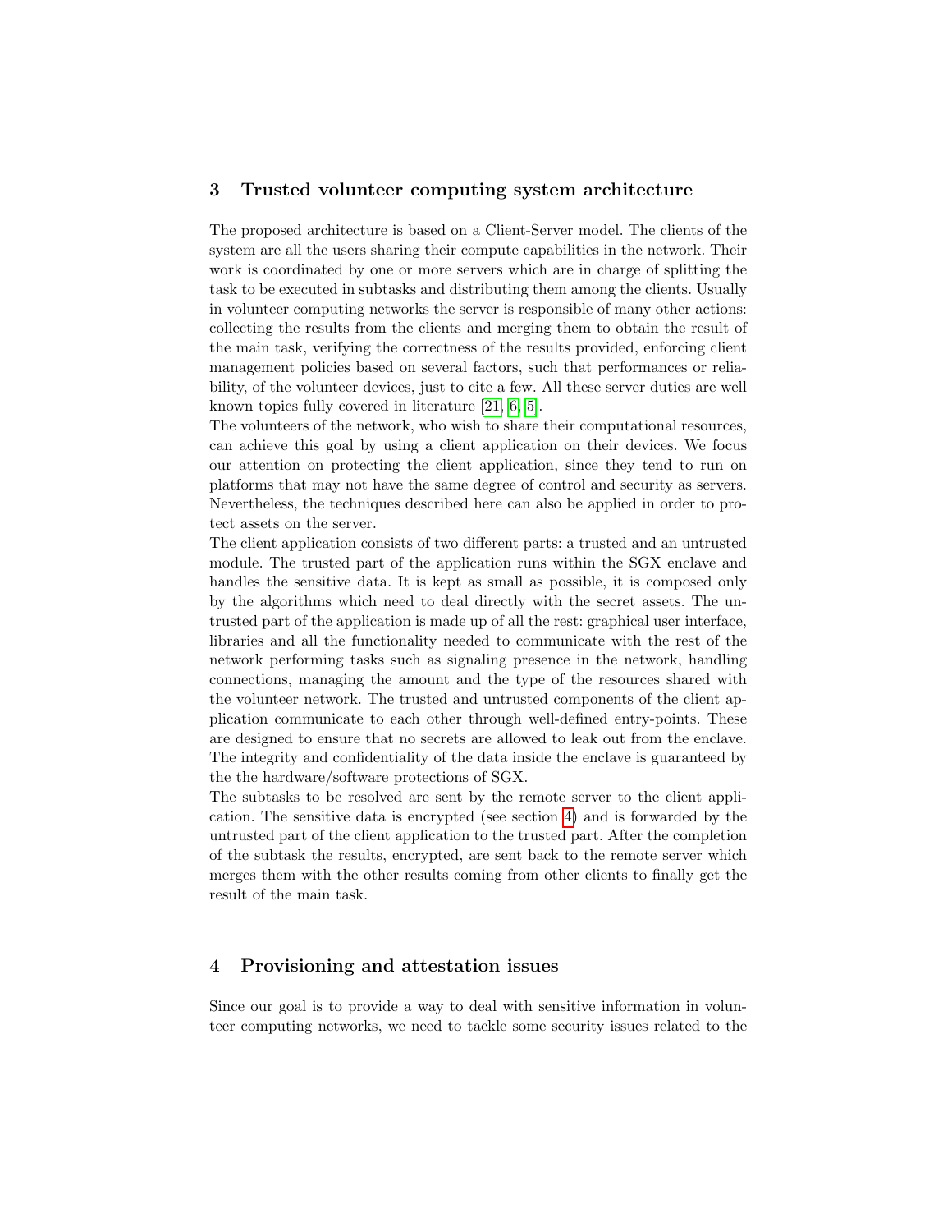## 3 Trusted volunteer computing system architecture

The proposed architecture is based on a Client-Server model. The clients of the system are all the users sharing their compute capabilities in the network. Their work is coordinated by one or more servers which are in charge of splitting the task to be executed in subtasks and distributing them among the clients. Usually in volunteer computing networks the server is responsible of many other actions: collecting the results from the clients and merging them to obtain the result of the main task, verifying the correctness of the results provided, enforcing client management policies based on several factors, such that performances or reliability, of the volunteer devices, just to cite a few. All these server duties are well known topics fully covered in literature [21, 6, 5].
The volunteers of the network, who wish to share their computational resources, can achieve this goal by using a client application on their devices. We focus our attention on protecting the client application, since they tend to run on platforms that may not have the same degree of control and security as servers. Nevertheless, the techniques described here can also be applied in order to protect assets on the server.
The client application consists of two different parts: a trusted and an untrusted module. The trusted part of the application runs within the SGX enclave and handles the sensitive data. It is kept as small as possible, it is composed only by the algorithms which need to deal directly with the secret assets. The untrusted part of the application is made up of all the rest: graphical user interface, libraries and all the functionality needed to communicate with the rest of the network performing tasks such as signaling presence in the network, handling connections, managing the amount and the type of the resources shared with the volunteer network. The trusted and untrusted components of the client application communicate to each other through well-defined entry-points. These are designed to ensure that no secrets are allowed to leak out from the enclave. The integrity and confidentiality of the data inside the enclave is guaranteed by the the hardware/software protections of SGX.
The subtasks to be resolved are sent by the remote server to the client application. The sensitive data is encrypted (see section 4) and is forwarded by the untrusted part of the client application to the trusted part. After the completion of the subtask the results, encrypted, are sent back to the remote server which merges them with the other results coming from other clients to finally get the result of the main task.

## 4 Provisioning and attestation issues

Since our goal is to provide a way to deal with sensitive information in volunteer computing networks, we need to tackle some security issues related to the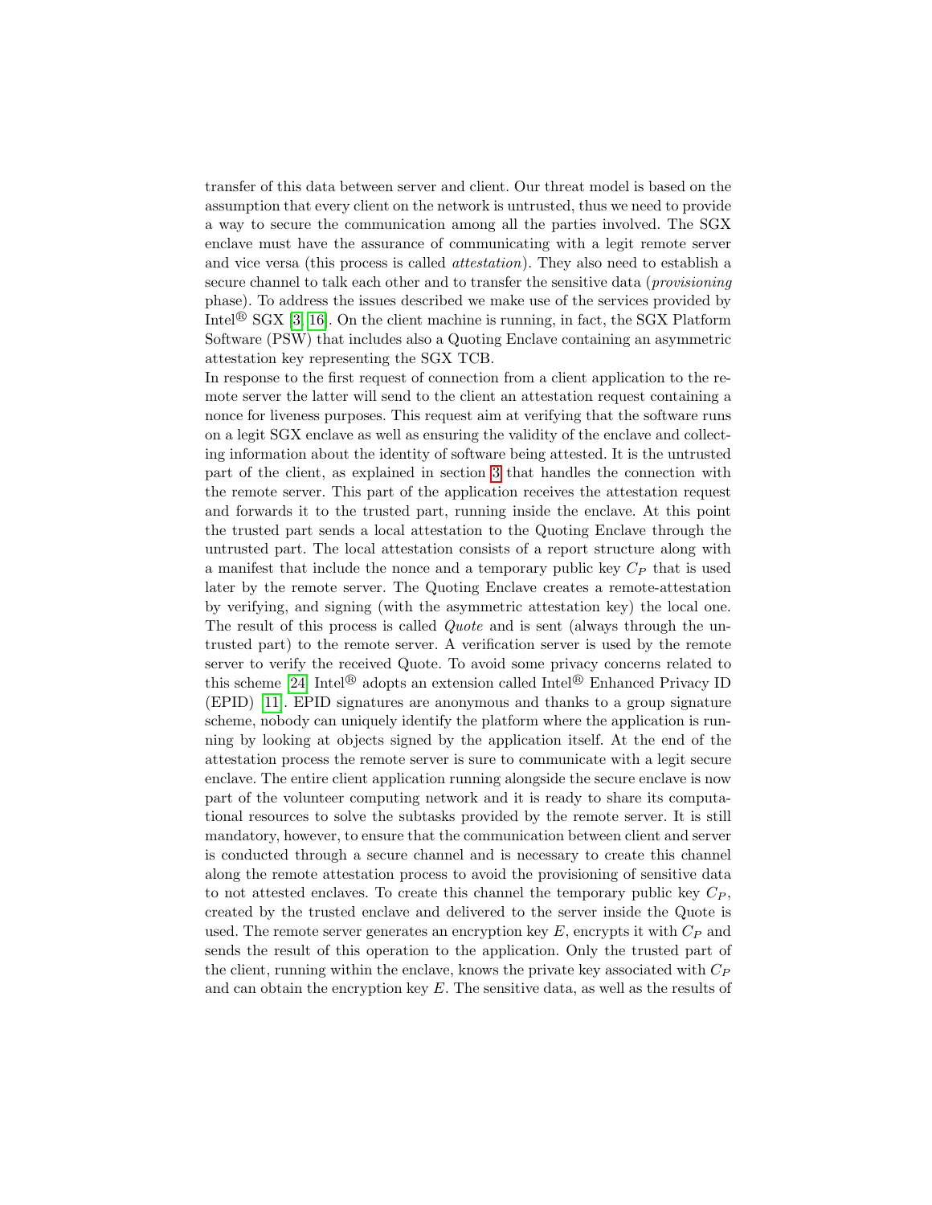transfer of this data between server and client. Our threat model is based on the assumption that every client on the network is untrusted, thus we need to provide a way to secure the communication among all the parties involved. The SGX enclave must have the assurance of communicating with a legit remote server and vice versa (this process is called *attestation*). They also need to establish a secure channel to talk each other and to transfer the sensitive data (*provisioning* phase). To address the issues described we make use of the services provided by Intel® SGX [3, 16]. On the client machine is running, in fact, the SGX Platform Software (PSW) that includes also a Quoting Enclave containing an asymmetric attestation key representing the SGX TCB.

In response to the first request of connection from a client application to the remote server the latter will send to the client an attestation request containing a nonce for liveness purposes. This request aim at verifying that the software runs on a legit SGX enclave as well as ensuring the validity of the enclave and collecting information about the identity of software being attested. It is the untrusted part of the client, as explained in section 3 that handles the connection with the remote server. This part of the application receives the attestation request and forwards it to the trusted part, running inside the enclave. At this point the trusted part sends a local attestation to the Quoting Enclave through the untrusted part. The local attestation consists of a report structure along with a manifest that include the nonce and a temporary public key $C_P$ that is used later by the remote server. The Quoting Enclave creates a remote-attestation by verifying, and signing (with the asymmetric attestation key) the local one. The result of this process is called *Quote* and is sent (always through the untrusted part) to the remote server. A verification server is used by the remote server to verify the received Quote. To avoid some privacy concerns related to this scheme [24] Intel® adopts an extension called Intel® Enhanced Privacy ID (EPID) [11]. EPID signatures are anonymous and thanks to a group signature scheme, nobody can uniquely identify the platform where the application is running by looking at objects signed by the application itself. At the end of the attestation process the remote server is sure to communicate with a legit secure enclave. The entire client application running alongside the secure enclave is now part of the volunteer computing network and it is ready to share its computational resources to solve the subtasks provided by the remote server. It is still mandatory, however, to ensure that the communication between client and server is conducted through a secure channel and is necessary to create this channel along the remote attestation process to avoid the provisioning of sensitive data to not attested enclaves. To create this channel the temporary public key $C_P$, created by the trusted enclave and delivered to the server inside the Quote is used. The remote server generates an encryption key $E$, encrypts it with $C_P$ and sends the result of this operation to the application. Only the trusted part of the client, running within the enclave, knows the private key associated with $C_P$ and can obtain the encryption key $E$. The sensitive data, as well as the results of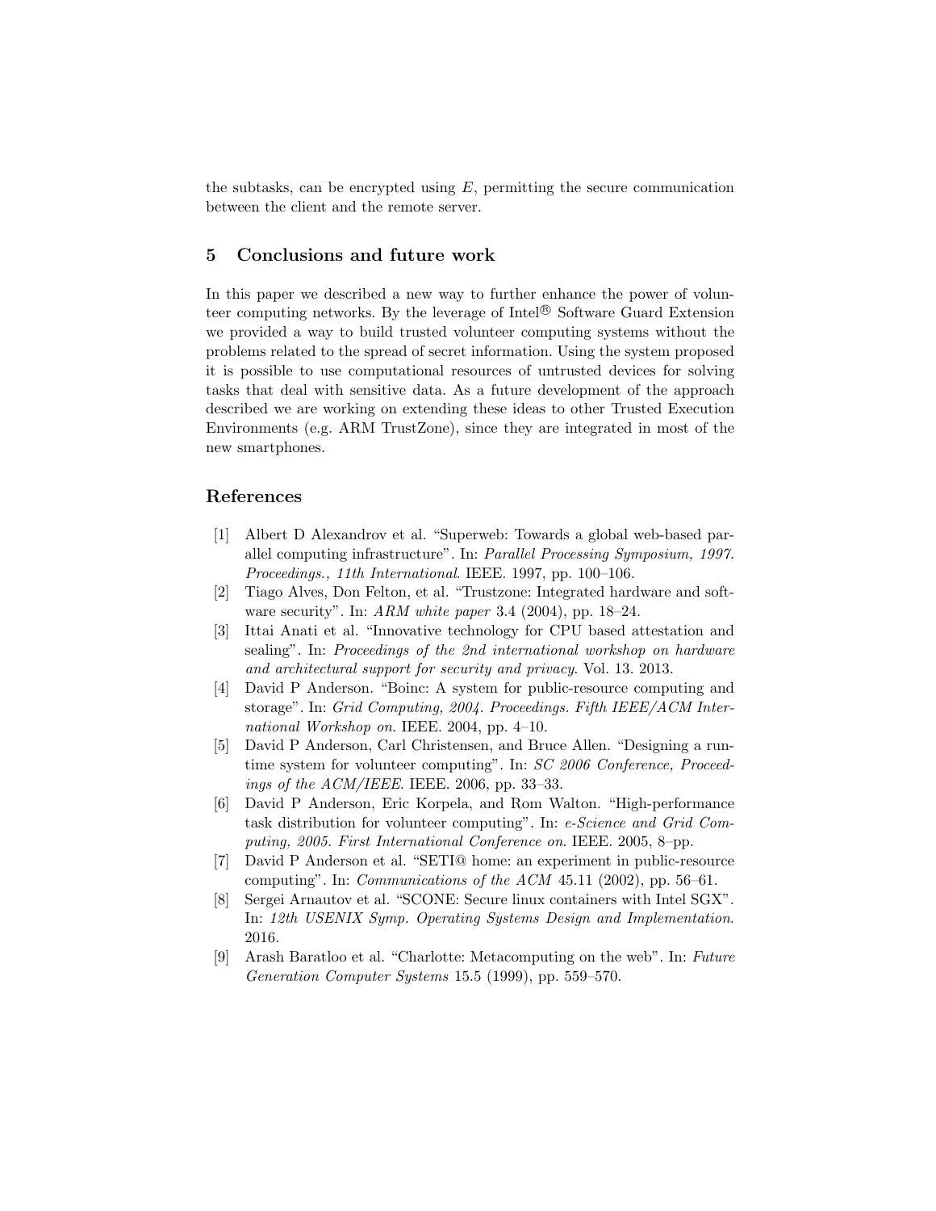the subtasks, can be encrypted using $E$, permitting the secure communication between the client and the remote server.

## 5 Conclusions and future work

In this paper we described a new way to further enhance the power of volunteer computing networks. By the leverage of Intel® Software Guard Extension we provided a way to build trusted volunteer computing systems without the problems related to the spread of secret information. Using the system proposed it is possible to use computational resources of untrusted devices for solving tasks that deal with sensitive data. As a future development of the approach described we are working on extending these ideas to other Trusted Execution Environments (e.g. ARM TrustZone), since they are integrated in most of the new smartphones.

## References

[1] Albert D Alexandrov et al. "Superweb: Towards a global web-based parallel computing infrastructure". In: *Parallel Processing Symposium, 1997. Proceedings., 11th International*. IEEE. 1997, pp. 100–106.

[2] Tiago Alves, Don Felton, et al. "Trustzone: Integrated hardware and software security". In: *ARM white paper* 3.4 (2004), pp. 18–24.

[3] Ittai Anati et al. "Innovative technology for CPU based attestation and sealing". In: *Proceedings of the 2nd international workshop on hardware and architectural support for security and privacy*. Vol. 13. 2013.

[4] David P Anderson. "Boinc: A system for public-resource computing and storage". In: *Grid Computing, 2004. Proceedings. Fifth IEEE/ACM International Workshop on*. IEEE. 2004, pp. 4–10.

[5] David P Anderson, Carl Christensen, and Bruce Allen. "Designing a runtime system for volunteer computing". In: *SC 2006 Conference, Proceedings of the ACM/IEEE*. IEEE. 2006, pp. 33–33.

[6] David P Anderson, Eric Korpela, and Rom Walton. "High-performance task distribution for volunteer computing". In: *e-Science and Grid Computing, 2005. First International Conference on*. IEEE. 2005, 8–pp.

[7] David P Anderson et al. "SETI@ home: an experiment in public-resource computing". In: *Communications of the ACM* 45.11 (2002), pp. 56–61.

[8] Sergei Arnautov et al. "SCONE: Secure linux containers with Intel SGX". In: *12th USENIX Symp. Operating Systems Design and Implementation*. 2016.

[9] Arash Baratloo et al. "Charlotte: Metacomputing on the web". In: *Future Generation Computer Systems* 15.5 (1999), pp. 559–570.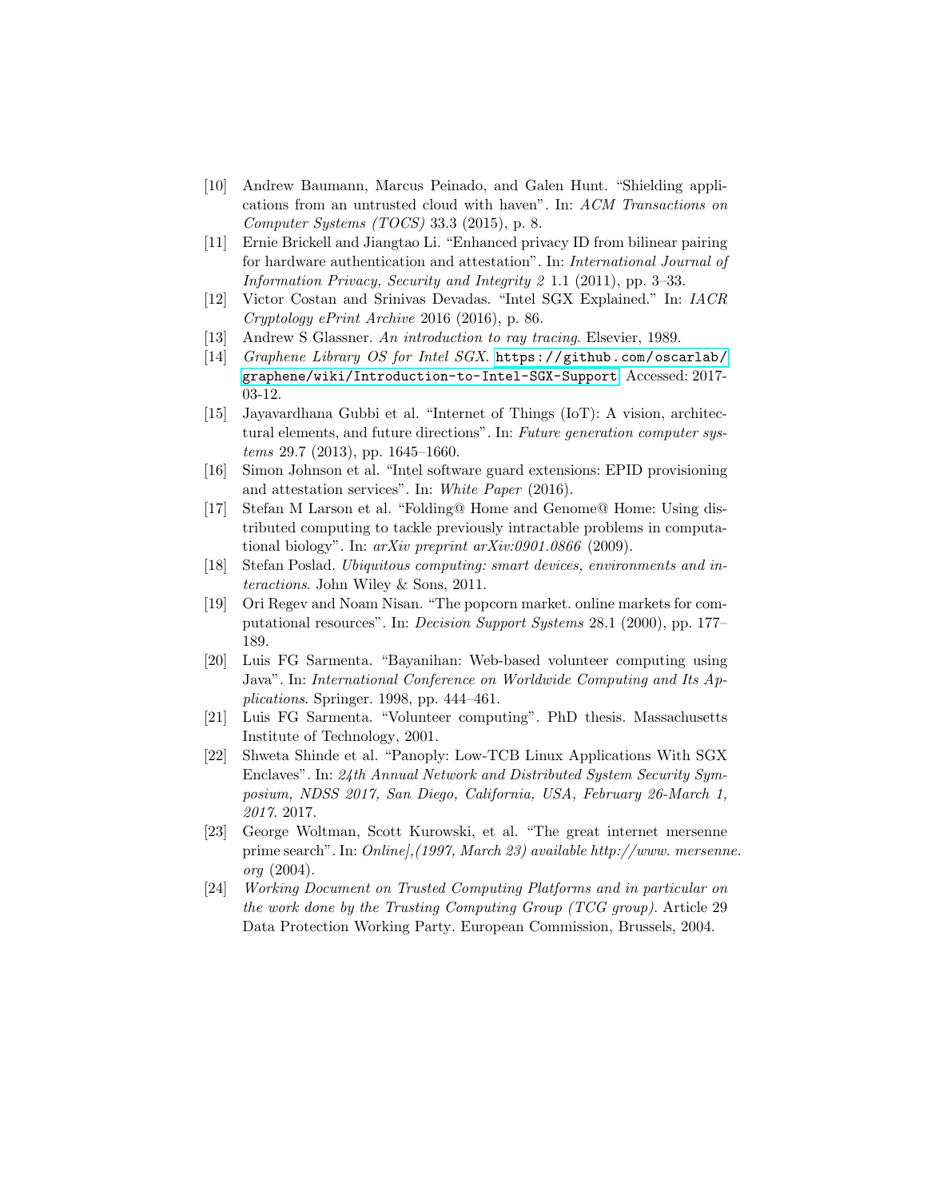[10] Andrew Baumann, Marcus Peinado, and Galen Hunt. "Shielding applications from an untrusted cloud with haven". In: *ACM Transactions on Computer Systems (TOCS)* 33.3 (2015), p. 8.

[11] Ernie Brickell and Jiangtao Li. "Enhanced privacy ID from bilinear pairing for hardware authentication and attestation". In: *International Journal of Information Privacy, Security and Integrity 2* 1.1 (2011), pp. 3–33.

[12] Victor Costan and Srinivas Devadas. "Intel SGX Explained." In: *IACR Cryptology ePrint Archive* 2016 (2016), p. 86.

[13] Andrew S Glassner. *An introduction to ray tracing*. Elsevier, 1989.

[14] *Graphene Library OS for Intel SGX*. `https://github.com/oscarlab/graphene/wiki/Introduction-to-Intel-SGX-Support`. Accessed: 2017-03-12.

[15] Jayavardhana Gubbi et al. "Internet of Things (IoT): A vision, architectural elements, and future directions". In: *Future generation computer systems* 29.7 (2013), pp. 1645–1660.

[16] Simon Johnson et al. "Intel software guard extensions: EPID provisioning and attestation services". In: *White Paper* (2016).

[17] Stefan M Larson et al. "Folding@ Home and Genome@ Home: Using distributed computing to tackle previously intractable problems in computational biology". In: *arXiv preprint arXiv:0901.0866* (2009).

[18] Stefan Poslad. *Ubiquitous computing: smart devices, environments and interactions*. John Wiley & Sons, 2011.

[19] Ori Regev and Noam Nisan. "The popcorn market. online markets for computational resources". In: *Decision Support Systems* 28.1 (2000), pp. 177–189.

[20] Luis FG Sarmenta. "Bayanihan: Web-based volunteer computing using Java". In: *International Conference on Worldwide Computing and Its Applications*. Springer. 1998, pp. 444–461.

[21] Luis FG Sarmenta. "Volunteer computing". PhD thesis. Massachusetts Institute of Technology, 2001.

[22] Shweta Shinde et al. "Panoply: Low-TCB Linux Applications With SGX Enclaves". In: *24th Annual Network and Distributed System Security Symposium, NDSS 2017, San Diego, California, USA, February 26-March 1, 2017*. 2017.

[23] George Woltman, Scott Kurowski, et al. "The great internet mersenne prime search". In: *Online],(1997, March 23) available http://www. mersenne. org* (2004).

[24] *Working Document on Trusted Computing Platforms and in particular on the work done by the Trusting Computing Group (TCG group)*. Article 29 Data Protection Working Party. European Commission, Brussels, 2004.